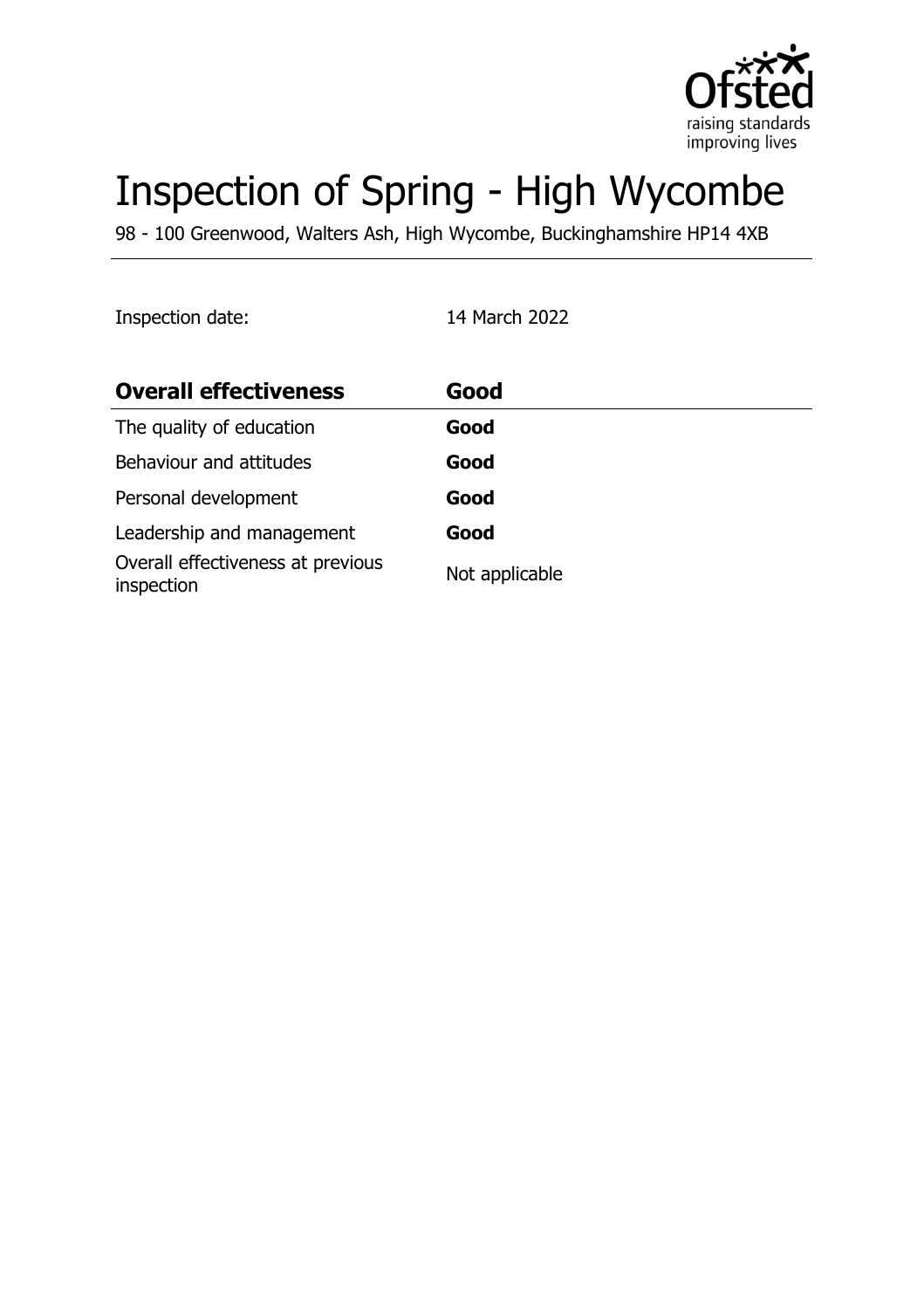# Inspection of Spring - High Wycombe

98 - 100 Greenwood, Walters Ash, High Wycombe, Buckinghamshire HP14 4XB

Inspection date: 14 March 2022

| **Overall effectiveness** | **Good** |
| --- | --- |
| The quality of education | **Good** |
| Behaviour and attitudes | **Good** |
| Personal development | **Good** |
| Leadership and management | **Good** |
| Overall effectiveness at previous inspection | Not applicable |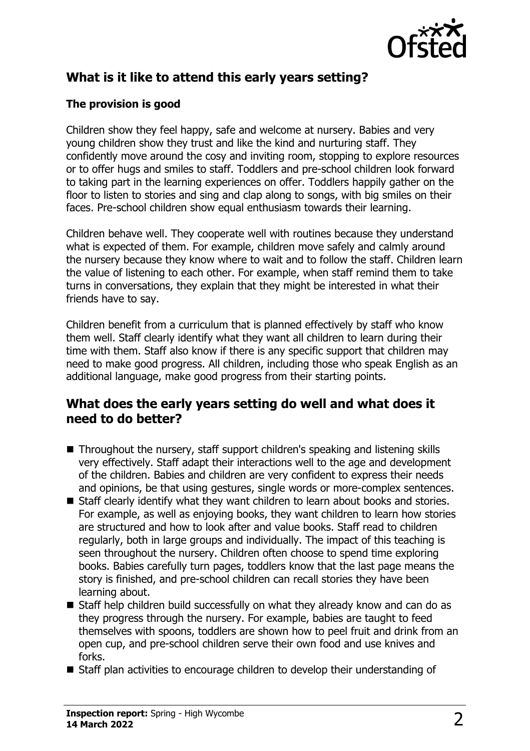## What is it like to attend this early years setting?

### The provision is good

Children show they feel happy, safe and welcome at nursery. Babies and very young children show they trust and like the kind and nurturing staff. They confidently move around the cosy and inviting room, stopping to explore resources or to offer hugs and smiles to staff. Toddlers and pre-school children look forward to taking part in the learning experiences on offer. Toddlers happily gather on the floor to listen to stories and sing and clap along to songs, with big smiles on their faces. Pre-school children show equal enthusiasm towards their learning.

Children behave well. They cooperate well with routines because they understand what is expected of them. For example, children move safely and calmly around the nursery because they know where to wait and to follow the staff. Children learn the value of listening to each other. For example, when staff remind them to take turns in conversations, they explain that they might be interested in what their friends have to say.

Children benefit from a curriculum that is planned effectively by staff who know them well. Staff clearly identify what they want all children to learn during their time with them. Staff also know if there is any specific support that children may need to make good progress. All children, including those who speak English as an additional language, make good progress from their starting points.

## What does the early years setting do well and what does it need to do better?

- Throughout the nursery, staff support children's speaking and listening skills very effectively. Staff adapt their interactions well to the age and development of the children. Babies and children are very confident to express their needs and opinions, be that using gestures, single words or more-complex sentences.
- Staff clearly identify what they want children to learn about books and stories. For example, as well as enjoying books, they want children to learn how stories are structured and how to look after and value books. Staff read to children regularly, both in large groups and individually. The impact of this teaching is seen throughout the nursery. Children often choose to spend time exploring books. Babies carefully turn pages, toddlers know that the last page means the story is finished, and pre-school children can recall stories they have been learning about.
- Staff help children build successfully on what they already know and can do as they progress through the nursery. For example, babies are taught to feed themselves with spoons, toddlers are shown how to peel fruit and drink from an open cup, and pre-school children serve their own food and use knives and forks.
- Staff plan activities to encourage children to develop their understanding of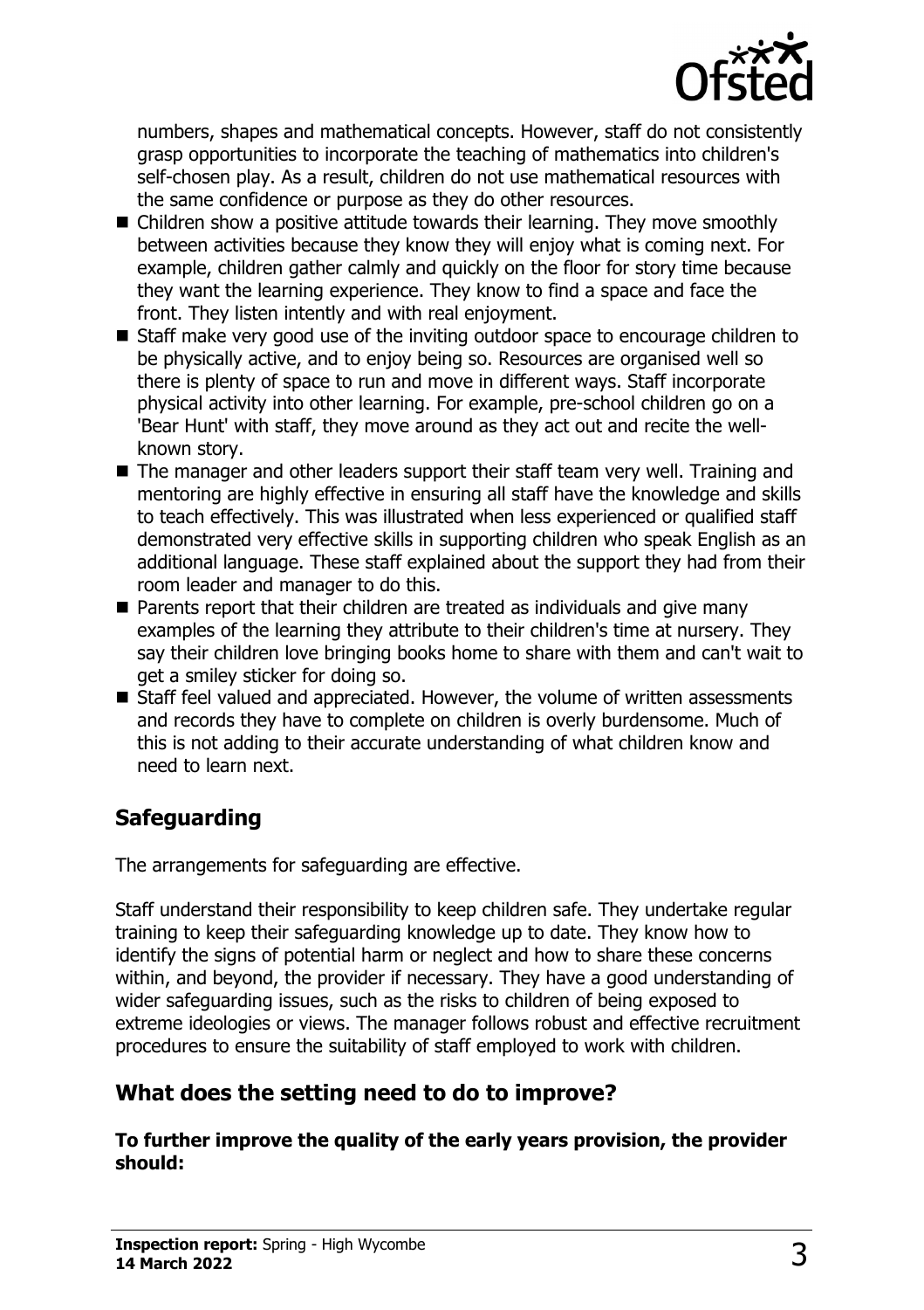numbers, shapes and mathematical concepts. However, staff do not consistently grasp opportunities to incorporate the teaching of mathematics into children's self-chosen play. As a result, children do not use mathematical resources with the same confidence or purpose as they do other resources.

- Children show a positive attitude towards their learning. They move smoothly between activities because they know they will enjoy what is coming next. For example, children gather calmly and quickly on the floor for story time because they want the learning experience. They know to find a space and face the front. They listen intently and with real enjoyment.
- Staff make very good use of the inviting outdoor space to encourage children to be physically active, and to enjoy being so. Resources are organised well so there is plenty of space to run and move in different ways. Staff incorporate physical activity into other learning. For example, pre-school children go on a 'Bear Hunt' with staff, they move around as they act out and recite the well-known story.
- The manager and other leaders support their staff team very well. Training and mentoring are highly effective in ensuring all staff have the knowledge and skills to teach effectively. This was illustrated when less experienced or qualified staff demonstrated very effective skills in supporting children who speak English as an additional language. These staff explained about the support they had from their room leader and manager to do this.
- Parents report that their children are treated as individuals and give many examples of the learning they attribute to their children's time at nursery. They say their children love bringing books home to share with them and can't wait to get a smiley sticker for doing so.
- Staff feel valued and appreciated. However, the volume of written assessments and records they have to complete on children is overly burdensome. Much of this is not adding to their accurate understanding of what children know and need to learn next.

## Safeguarding

The arrangements for safeguarding are effective.

Staff understand their responsibility to keep children safe. They undertake regular training to keep their safeguarding knowledge up to date. They know how to identify the signs of potential harm or neglect and how to share these concerns within, and beyond, the provider if necessary. They have a good understanding of wider safeguarding issues, such as the risks to children of being exposed to extreme ideologies or views. The manager follows robust and effective recruitment procedures to ensure the suitability of staff employed to work with children.

## What does the setting need to do to improve?

**To further improve the quality of the early years provision, the provider should:**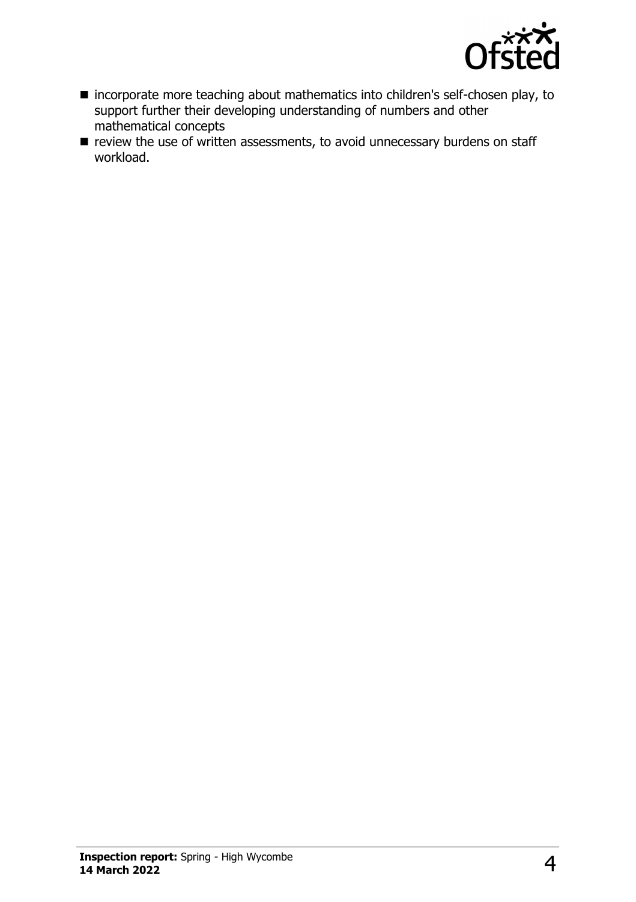- incorporate more teaching about mathematics into children's self-chosen play, to support further their developing understanding of numbers and other mathematical concepts
- review the use of written assessments, to avoid unnecessary burdens on staff workload.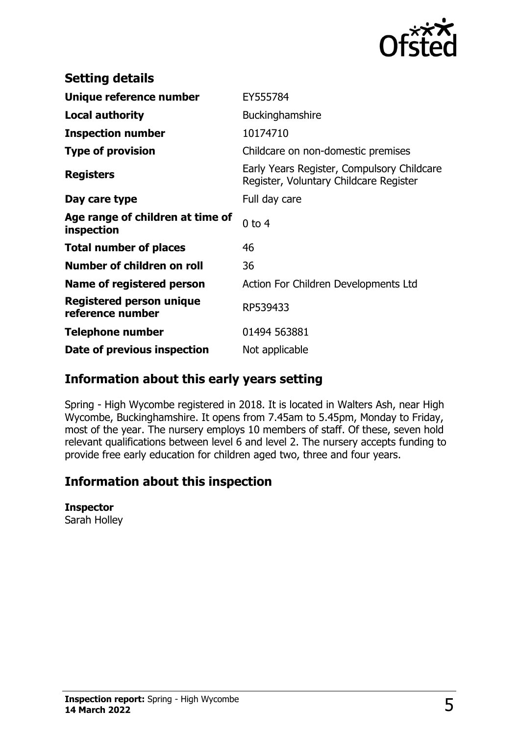## Setting details

| | |
|---|---|
| **Unique reference number** | EY555784 |
| **Local authority** | Buckinghamshire |
| **Inspection number** | 10174710 |
| **Type of provision** | Childcare on non-domestic premises |
| **Registers** | Early Years Register, Compulsory Childcare Register, Voluntary Childcare Register |
| **Day care type** | Full day care |
| **Age range of children at time of inspection** | 0 to 4 |
| **Total number of places** | 46 |
| **Number of children on roll** | 36 |
| **Name of registered person** | Action For Children Developments Ltd |
| **Registered person unique reference number** | RP539433 |
| **Telephone number** | 01494 563881 |
| **Date of previous inspection** | Not applicable |

## Information about this early years setting

Spring - High Wycombe registered in 2018. It is located in Walters Ash, near High Wycombe, Buckinghamshire. It opens from 7.45am to 5.45pm, Monday to Friday, most of the year. The nursery employs 10 members of staff. Of these, seven hold relevant qualifications between level 6 and level 2. The nursery accepts funding to provide free early education for children aged two, three and four years.

## Information about this inspection

**Inspector**
Sarah Holley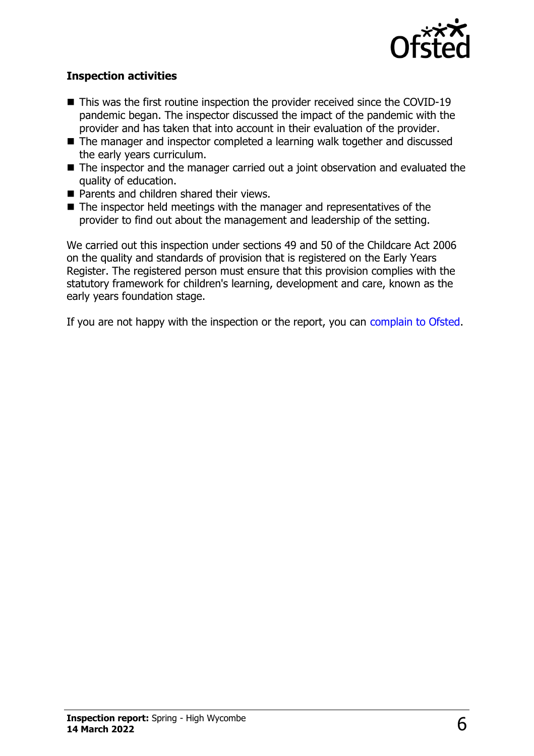### Inspection activities

- This was the first routine inspection the provider received since the COVID-19 pandemic began. The inspector discussed the impact of the pandemic with the provider and has taken that into account in their evaluation of the provider.
- The manager and inspector completed a learning walk together and discussed the early years curriculum.
- The inspector and the manager carried out a joint observation and evaluated the quality of education.
- Parents and children shared their views.
- The inspector held meetings with the manager and representatives of the provider to find out about the management and leadership of the setting.

We carried out this inspection under sections 49 and 50 of the Childcare Act 2006 on the quality and standards of provision that is registered on the Early Years Register. The registered person must ensure that this provision complies with the statutory framework for children's learning, development and care, known as the early years foundation stage.

If you are not happy with the inspection or the report, you can complain to Ofsted.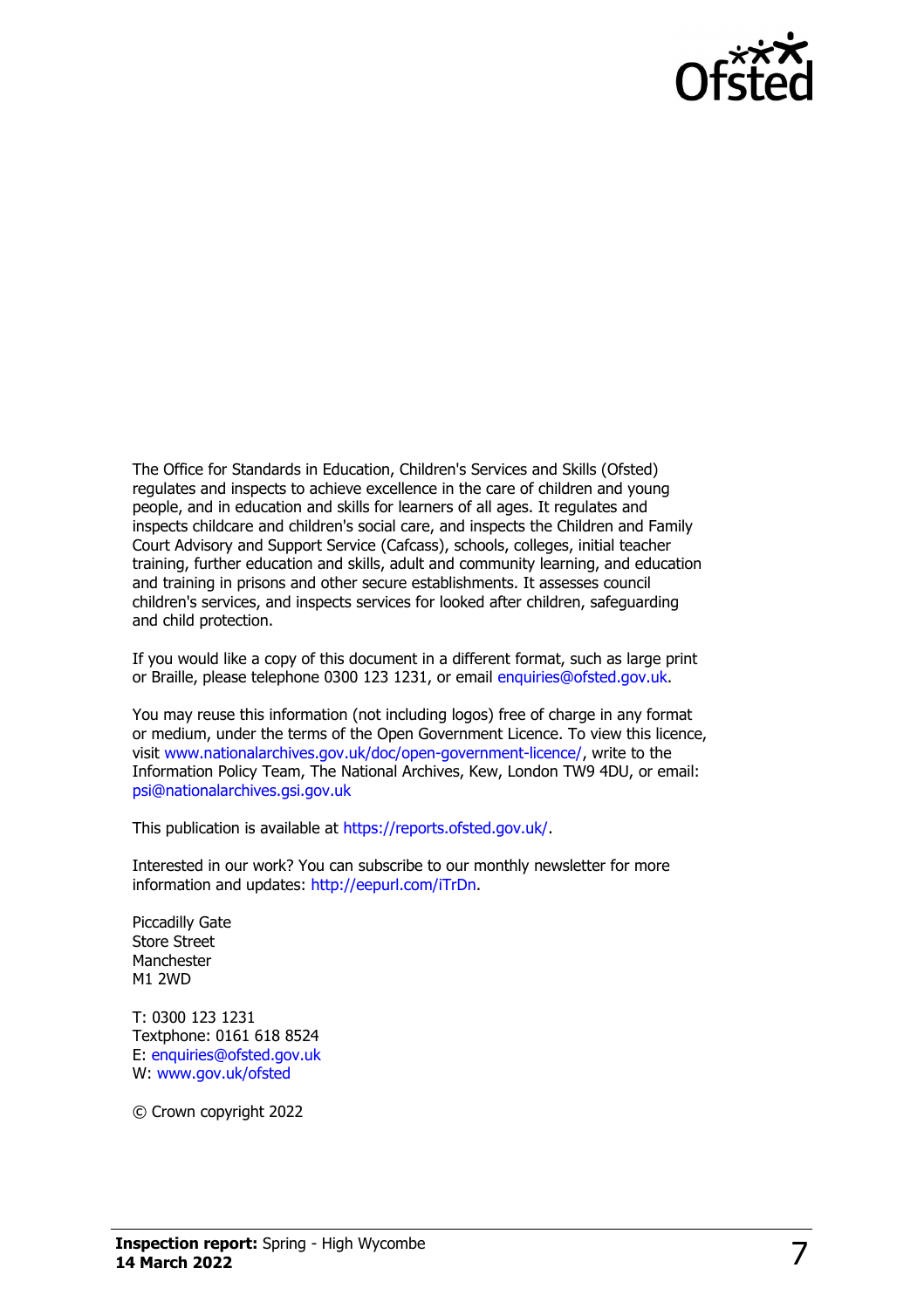The Office for Standards in Education, Children's Services and Skills (Ofsted) regulates and inspects to achieve excellence in the care of children and young people, and in education and skills for learners of all ages. It regulates and inspects childcare and children's social care, and inspects the Children and Family Court Advisory and Support Service (Cafcass), schools, colleges, initial teacher training, further education and skills, adult and community learning, and education and training in prisons and other secure establishments. It assesses council children's services, and inspects services for looked after children, safeguarding and child protection.

If you would like a copy of this document in a different format, such as large print or Braille, please telephone 0300 123 1231, or email enquiries@ofsted.gov.uk.

You may reuse this information (not including logos) free of charge in any format or medium, under the terms of the Open Government Licence. To view this licence, visit www.nationalarchives.gov.uk/doc/open-government-licence/, write to the Information Policy Team, The National Archives, Kew, London TW9 4DU, or email: psi@nationalarchives.gsi.gov.uk

This publication is available at https://reports.ofsted.gov.uk/.

Interested in our work? You can subscribe to our monthly newsletter for more information and updates: http://eepurl.com/iTrDn.

Piccadilly Gate
Store Street
Manchester
M1 2WD

T: 0300 123 1231
Textphone: 0161 618 8524
E: enquiries@ofsted.gov.uk
W: www.gov.uk/ofsted

© Crown copyright 2022